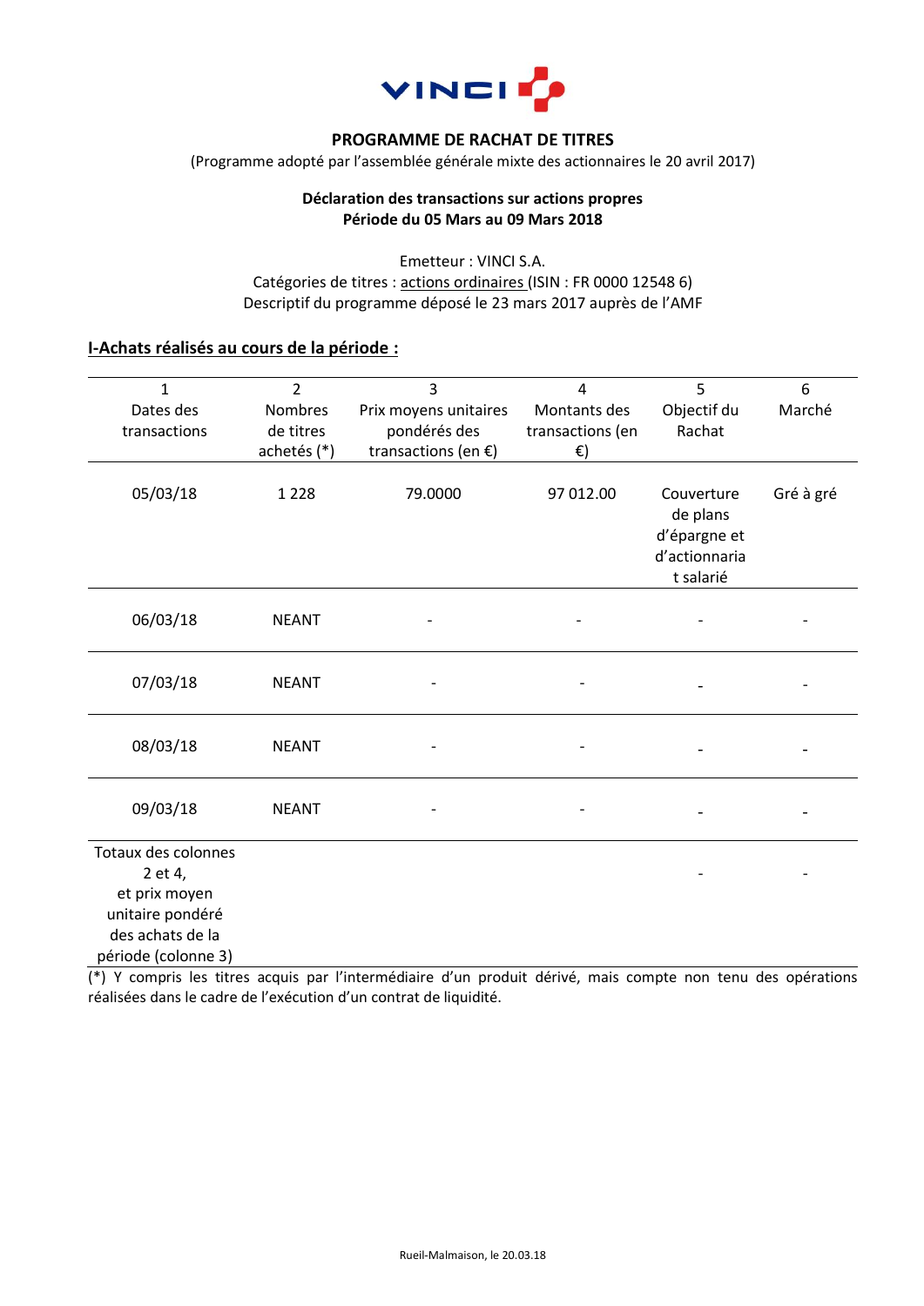**PROGRAMME DE RACHAT DE TITRES**

(Programme adopté par l'assemblée générale mixte des actionnaires le 20 avril 2017)

**Déclaration des transactions sur actions propres**
**Période du 05 Mars au 09 Mars 2018**

Emetteur : VINCI S.A.
Catégories de titres : actions ordinaires (ISIN : FR 0000 12548 6)
Descriptif du programme déposé le 23 mars 2017 auprès de l'AMF

## I-Achats réalisés au cours de la période :

| 1<br>Dates des transactions | 2<br>Nombres de titres achetés (*) | 3<br>Prix moyens unitaires pondérés des transactions (en €) | 4<br>Montants des transactions (en €) | 5<br>Objectif du Rachat | 6<br>Marché |
|---|---|---|---|---|---|
| 05/03/18 | 1 228 | 79.0000 | 97 012.00 | Couverture de plans d'épargne et d'actionnariat salarié | Gré à gré |
| 06/03/18 | NEANT | - | - | - | - |
| 07/03/18 | NEANT | - | - | - | - |
| 08/03/18 | NEANT | - | - | - | - |
| 09/03/18 | NEANT | - | - | - | - |
| Totaux des colonnes 2 et 4, et prix moyen unitaire pondéré des achats de la période (colonne 3) | | | | - | - |

(*) Y compris les titres acquis par l'intermédiaire d'un produit dérivé, mais compte non tenu des opérations réalisées dans le cadre de l'exécution d'un contrat de liquidité.

Rueil-Malmaison, le 20.03.18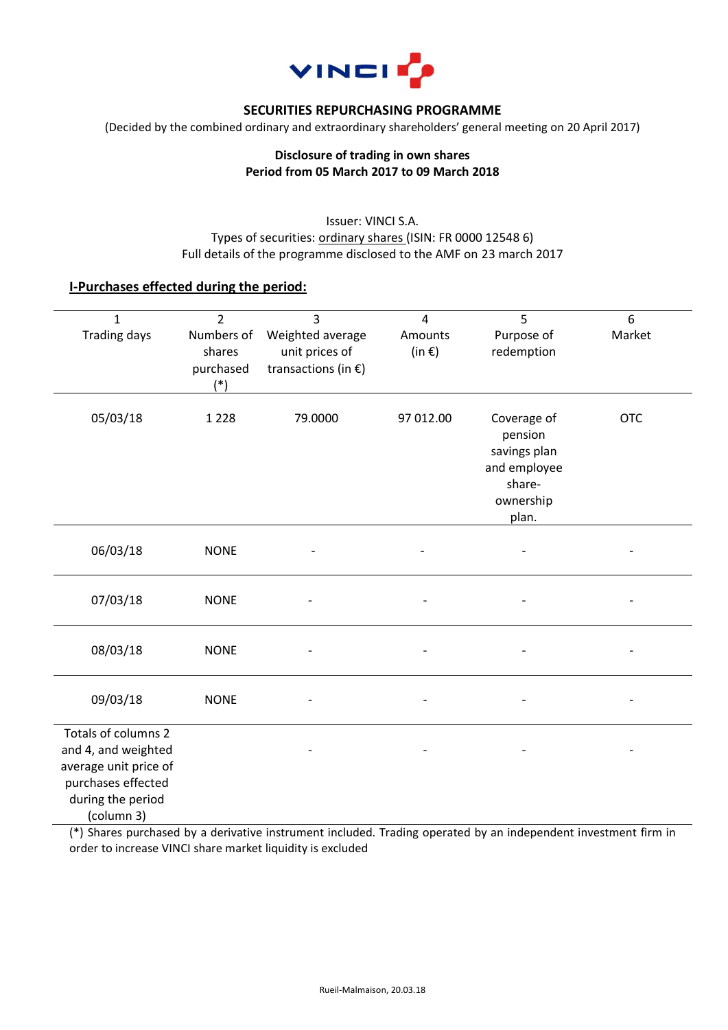VINCI

**SECURITIES REPURCHASING PROGRAMME**

(Decided by the combined ordinary and extraordinary shareholders' general meeting on 20 April 2017)

**Disclosure of trading in own shares**
**Period from 05 March 2017 to 09 March 2018**

Issuer: VINCI S.A.
Types of securities: ordinary shares (ISIN: FR 0000 12548 6)
Full details of the programme disclosed to the AMF on 23 march 2017

## I-Purchases effected during the period:

| 1<br>Trading days | 2<br>Numbers of shares purchased (*) | 3<br>Weighted average unit prices of transactions (in €) | 4<br>Amounts (in €) | 5<br>Purpose of redemption | 6<br>Market |
|---|---|---|---|---|---|
| 05/03/18 | 1 228 | 79.0000 | 97 012.00 | Coverage of pension savings plan and employee share-ownership plan. | OTC |
| 06/03/18 | NONE | - | - | - | - |
| 07/03/18 | NONE | - | - | - | - |
| 08/03/18 | NONE | - | - | - | - |
| 09/03/18 | NONE | - | - | - | - |
| Totals of columns 2 and 4, and weighted average unit price of purchases effected during the period (column 3) | | - | - | - | - |

(*) Shares purchased by a derivative instrument included. Trading operated by an independent investment firm in order to increase VINCI share market liquidity is excluded

Rueil-Malmaison, 20.03.18